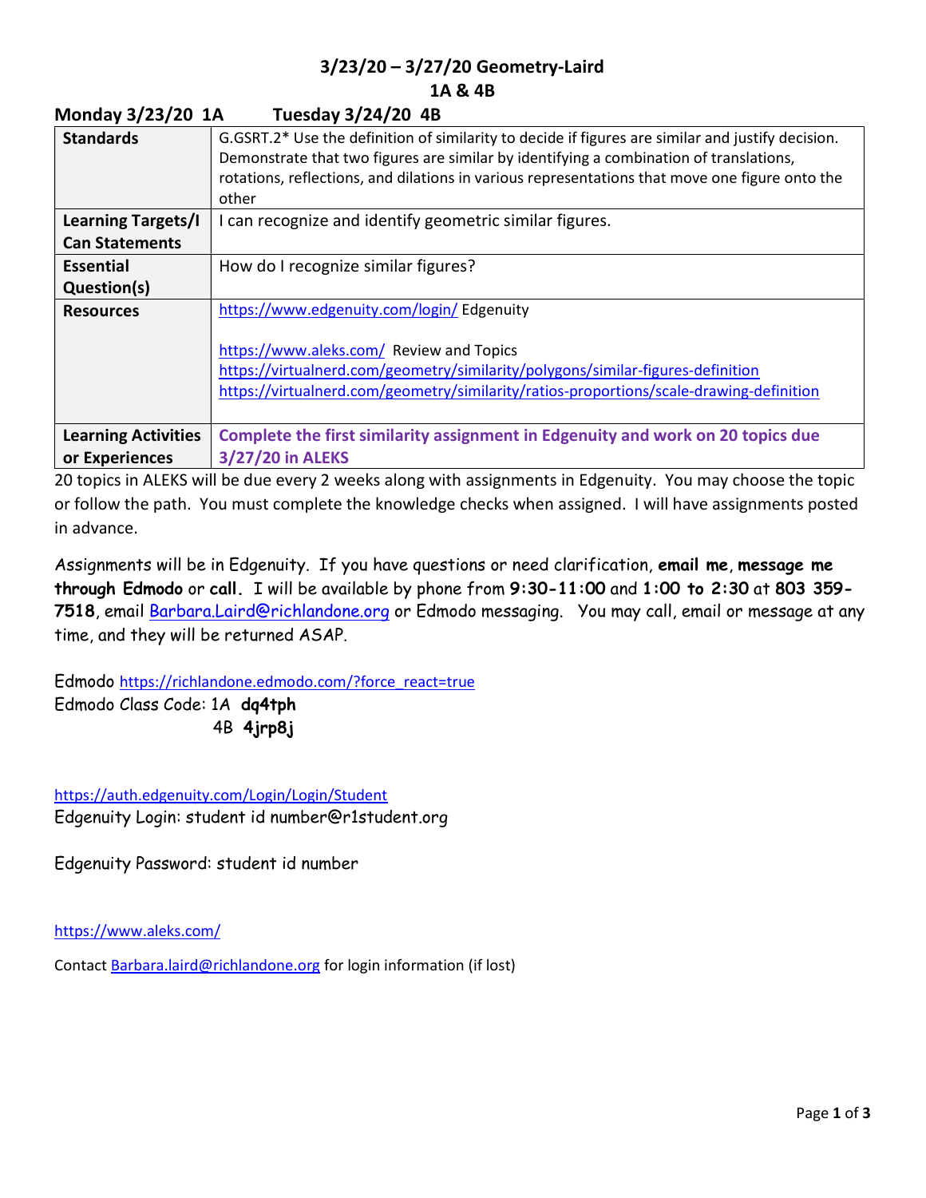# 3/23/20 – 3/27/20 Geometry-Laird

## 1A & 4B

### Monday 3/23/20 1A Tuesday 3/24/20 4B

| | |
|---|---|
| **Standards** | G.GSRT.2* Use the definition of similarity to decide if figures are similar and justify decision. Demonstrate that two figures are similar by identifying a combination of translations, rotations, reflections, and dilations in various representations that move one figure onto the other |
| **Learning Targets/I Can Statements** | I can recognize and identify geometric similar figures. |
| **Essential Question(s)** | How do I recognize similar figures? |
| **Resources** | https://www.edgenuity.com/login/ Edgenuity<br><br>https://www.aleks.com/ Review and Topics<br>https://virtualnerd.com/geometry/similarity/polygons/similar-figures-definition<br>https://virtualnerd.com/geometry/similarity/ratios-proportions/scale-drawing-definition |
| **Learning Activities or Experiences** | **Complete the first similarity assignment in Edgenuity and work on 20 topics due 3/27/20 in ALEKS** |

20 topics in ALEKS will be due every 2 weeks along with assignments in Edgenuity. You may choose the topic or follow the path. You must complete the knowledge checks when assigned. I will have assignments posted in advance.

Assignments will be in Edgenuity. If you have questions or need clarification, **email me**, **message me through Edmodo** or **call.** I will be available by phone from **9:30-11:00** and **1:00 to 2:30** at **803 359-7518**, email Barbara.Laird@richlandone.org or Edmodo messaging. You may call, email or message at any time, and they will be returned ASAP.

Edmodo https://richlandone.edmodo.com/?force_react=true
Edmodo Class Code: 1A **dq4tph**
4B **4jrp8j**

https://auth.edgenuity.com/Login/Login/Student
Edgenuity Login: student id number@r1student.org

Edgenuity Password: student id number

https://www.aleks.com/

Contact Barbara.laird@richlandone.org for login information (if lost)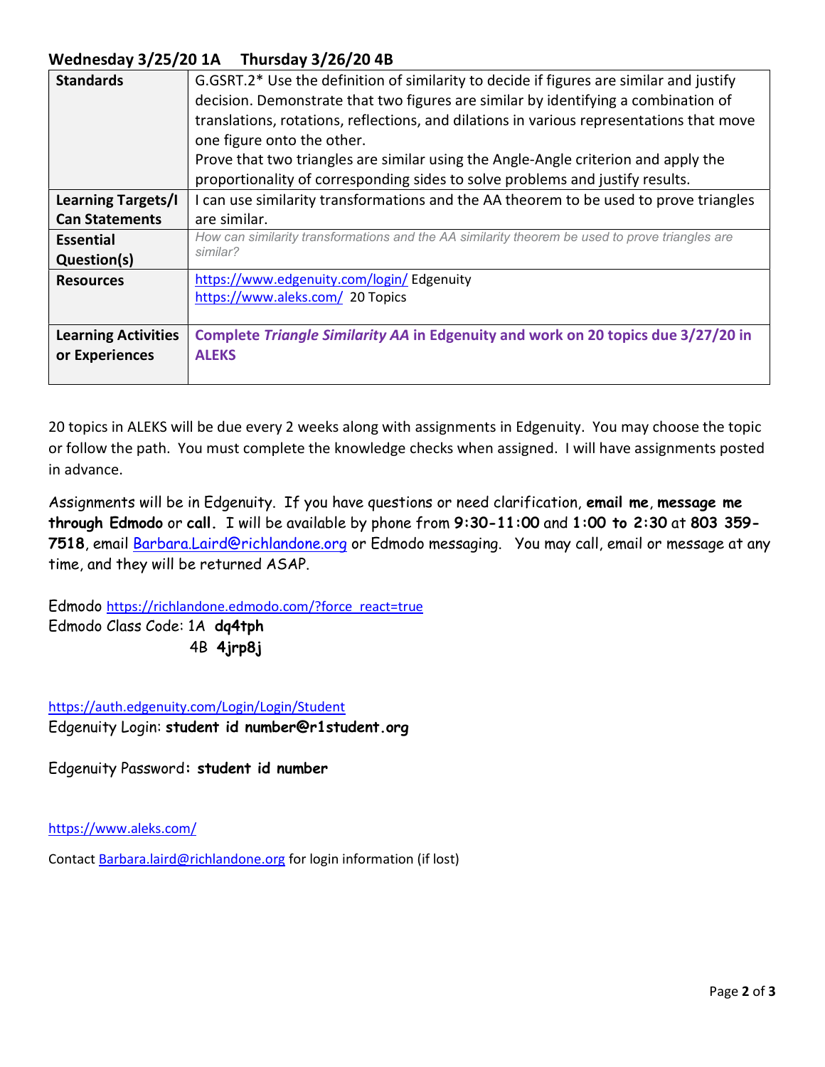**Wednesday 3/25/20 1A   Thursday 3/26/20 4B**

| | |
|---|---|
| **Standards** | G.GSRT.2* Use the definition of similarity to decide if figures are similar and justify decision. Demonstrate that two figures are similar by identifying a combination of translations, rotations, reflections, and dilations in various representations that move one figure onto the other.<br>Prove that two triangles are similar using the Angle-Angle criterion and apply the proportionality of corresponding sides to solve problems and justify results. |
| **Learning Targets/I Can Statements** | I can use similarity transformations and the AA theorem to be used to prove triangles are similar. |
| **Essential Question(s)** | *How can similarity transformations and the AA similarity theorem be used to prove triangles are similar?* |
| **Resources** | https://www.edgenuity.com/login/ Edgenuity<br>https://www.aleks.com/ 20 Topics |
| **Learning Activities or Experiences** | **Complete *Triangle Similarity AA* in Edgenuity and work on 20 topics due 3/27/20 in ALEKS** |

20 topics in ALEKS will be due every 2 weeks along with assignments in Edgenuity. You may choose the topic or follow the path. You must complete the knowledge checks when assigned. I will have assignments posted in advance.

Assignments will be in Edgenuity. If you have questions or need clarification, **email me**, **message me through Edmodo** or **call.** I will be available by phone from **9:30-11:00** and **1:00 to 2:30** at **803 359-7518**, email Barbara.Laird@richlandone.org or Edmodo messaging. You may call, email or message at any time, and they will be returned ASAP.

Edmodo https://richlandone.edmodo.com/?force_react=true
Edmodo Class Code: 1A **dq4tph**
4B **4jrp8j**

https://auth.edgenuity.com/Login/Login/Student
Edgenuity Login: **student id number@r1student.org**

Edgenuity Password**: student id number**

https://www.aleks.com/

Contact Barbara.laird@richlandone.org for login information (if lost)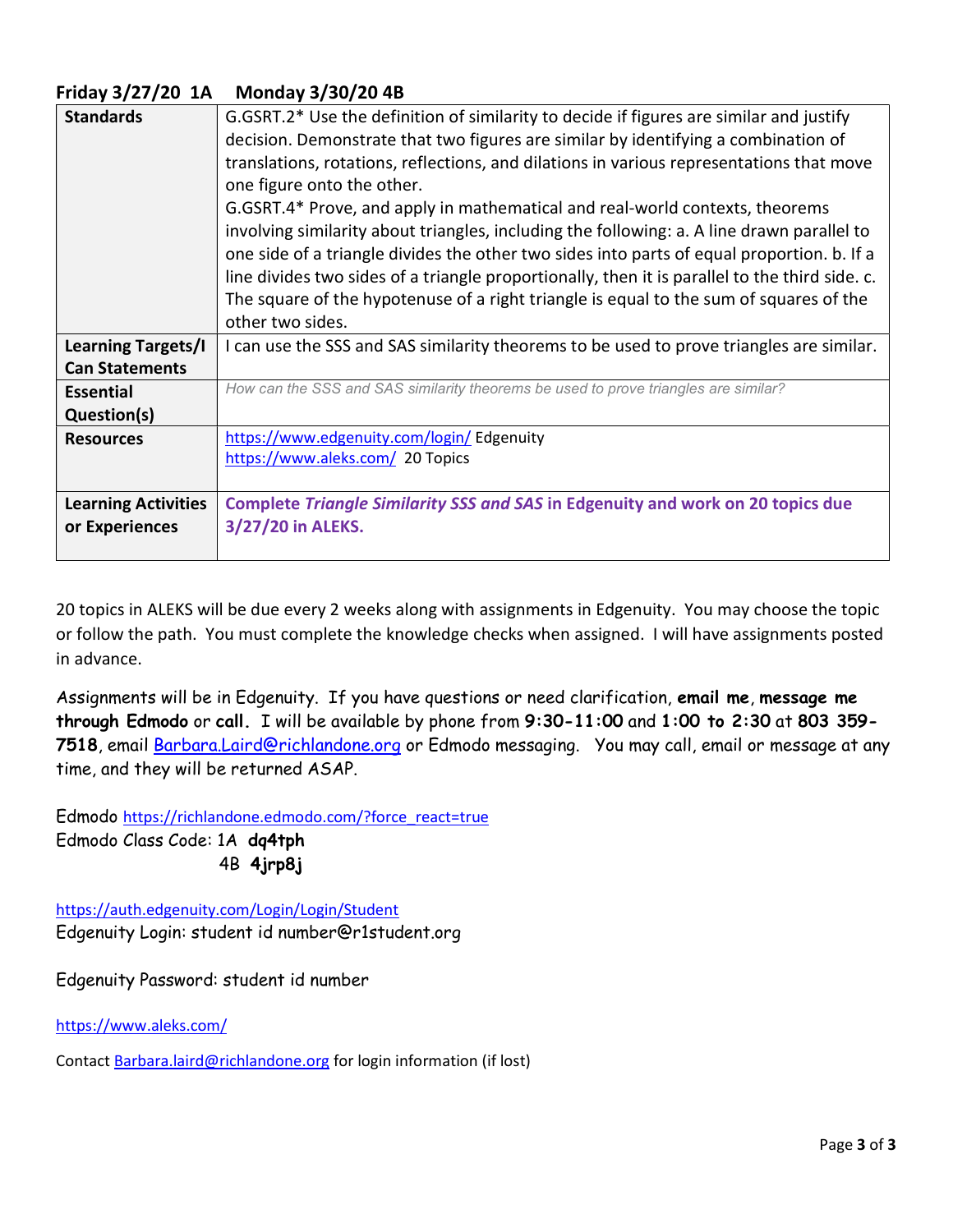**Friday 3/27/20 1A Monday 3/30/20 4B**

| | |
|---|---|
| **Standards** | G.GSRT.2* Use the definition of similarity to decide if figures are similar and justify decision. Demonstrate that two figures are similar by identifying a combination of translations, rotations, reflections, and dilations in various representations that move one figure onto the other.<br>G.GSRT.4* Prove, and apply in mathematical and real-world contexts, theorems involving similarity about triangles, including the following: a. A line drawn parallel to one side of a triangle divides the other two sides into parts of equal proportion. b. If a line divides two sides of a triangle proportionally, then it is parallel to the third side. c. The square of the hypotenuse of a right triangle is equal to the sum of squares of the other two sides. |
| **Learning Targets/I Can Statements** | I can use the SSS and SAS similarity theorems to be used to prove triangles are similar. |
| **Essential Question(s)** | *How can the SSS and SAS similarity theorems be used to prove triangles are similar?* |
| **Resources** | https://www.edgenuity.com/login/ Edgenuity<br>https://www.aleks.com/ 20 Topics |
| **Learning Activities or Experiences** | **Complete *Triangle Similarity SSS and SAS* in Edgenuity and work on 20 topics due 3/27/20 in ALEKS.** |

20 topics in ALEKS will be due every 2 weeks along with assignments in Edgenuity. You may choose the topic or follow the path. You must complete the knowledge checks when assigned. I will have assignments posted in advance.

Assignments will be in Edgenuity. If you have questions or need clarification, **email me**, **message me through Edmodo** or **call.** I will be available by phone from **9:30-11:00** and **1:00 to 2:30** at **803 359-7518**, email Barbara.Laird@richlandone.org or Edmodo messaging. You may call, email or message at any time, and they will be returned ASAP.

Edmodo https://richlandone.edmodo.com/?force_react=true
Edmodo Class Code: 1A **dq4tph**
4B **4jrp8j**

https://auth.edgenuity.com/Login/Login/Student
Edgenuity Login: student id number@r1student.org

Edgenuity Password: student id number

https://www.aleks.com/

Contact Barbara.laird@richlandone.org for login information (if lost)